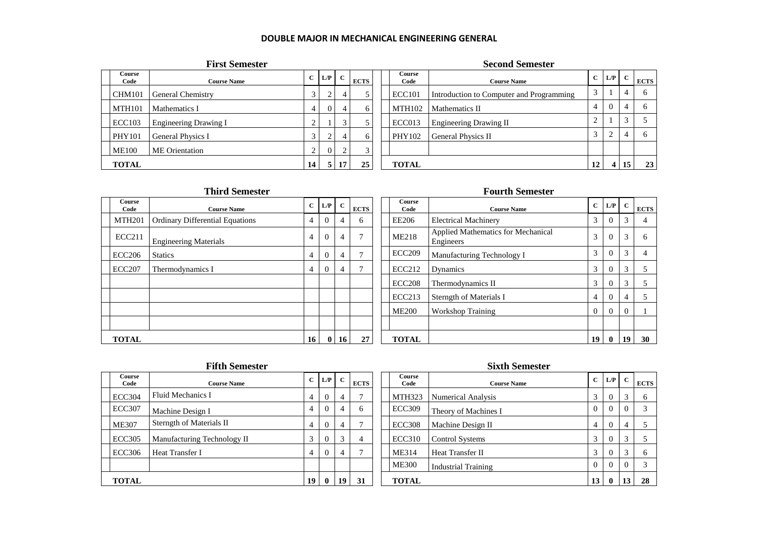# DOUBLE MAJOR IN MECHANICAL ENGINEERING GENERAL

## First Semester

| Course Code | Course Name | C | L/P | C | ECTS |
|---|---|---|---|---|---|
| CHM101 | General Chemistry | 3 | 2 | 4 | 5 |
| MTH101 | Mathematics I | 4 | 0 | 4 | 6 |
| ECC103 | Engineering Drawing I | 2 | 1 | 3 | 5 |
| PHY101 | General Physics I | 3 | 2 | 4 | 6 |
| ME100 | ME Orientation | 2 | 0 | 2 | 3 |
| **TOTAL** | | **14** | **5** | **17** | **25** |

## Second Semester

| Course Code | Course Name | C | L/P | C | ECTS |
|---|---|---|---|---|---|
| ECC101 | Introduction to Computer and Programming | 3 | 1 | 4 | 6 |
| MTH102 | Mathematics II | 4 | 0 | 4 | 6 |
| ECC013 | Engineering Drawing II | 2 | 1 | 3 | 5 |
| PHY102 | General Physics II | 3 | 2 | 4 | 6 |
| **TOTAL** | | **12** | **4** | **15** | **23** |

## Third Semester

| Course Code | Course Name | C | L/P | C | ECTS |
|---|---|---|---|---|---|
| MTH201 | Ordinary Differential Equations | 4 | 0 | 4 | 6 |
| ECC211 | Engineering Materials | 4 | 0 | 4 | 7 |
| ECC206 | Statics | 4 | 0 | 4 | 7 |
| ECC207 | Thermodynamics I | 4 | 0 | 4 | 7 |
| **TOTAL** | | **16** | **0** | **16** | **27** |

## Fourth Semester

| Course Code | Course Name | C | L/P | C | ECTS |
|---|---|---|---|---|---|
| EE206 | Electrical Machinery | 3 | 0 | 3 | 4 |
| ME218 | Applied Mathematics for Mechanical Engineers | 3 | 0 | 3 | 6 |
| ECC209 | Manufacturing Technology I | 3 | 0 | 3 | 4 |
| ECC212 | Dynamics | 3 | 0 | 3 | 5 |
| ECC208 | Thermodynamics II | 3 | 0 | 3 | 5 |
| ECC213 | Sterngth of Materials I | 4 | 0 | 4 | 5 |
| ME200 | Workshop Training | 0 | 0 | 0 | 1 |
| **TOTAL** | | **19** | **0** | **19** | **30** |

## Fifth Semester

| Course Code | Course Name | C | L/P | C | ECTS |
|---|---|---|---|---|---|
| ECC304 | Fluid Mechanics I | 4 | 0 | 4 | 7 |
| ECC307 | Machine Design I | 4 | 0 | 4 | 6 |
| ME307 | Sterngth of Materials II | 4 | 0 | 4 | 7 |
| ECC305 | Manufacturing Technology II | 3 | 0 | 3 | 4 |
| ECC306 | Heat Transfer I | 4 | 0 | 4 | 7 |
| **TOTAL** | | **19** | **0** | **19** | **31** |

## Sixth Semester

| Course Code | Course Name | C | L/P | C | ECTS |
|---|---|---|---|---|---|
| MTH323 | Numerical Analysis | 3 | 0 | 3 | 6 |
| ECC309 | Theory of Machines I | 0 | 0 | 0 | 3 |
| ECC308 | Machine Design II | 4 | 0 | 4 | 5 |
| ECC310 | Control Systems | 3 | 0 | 3 | 5 |
| ME314 | Heat Transfer II | 3 | 0 | 3 | 6 |
| ME300 | Industrial Training | 0 | 0 | 0 | 3 |
| **TOTAL** | | **13** | **0** | **13** | **28** |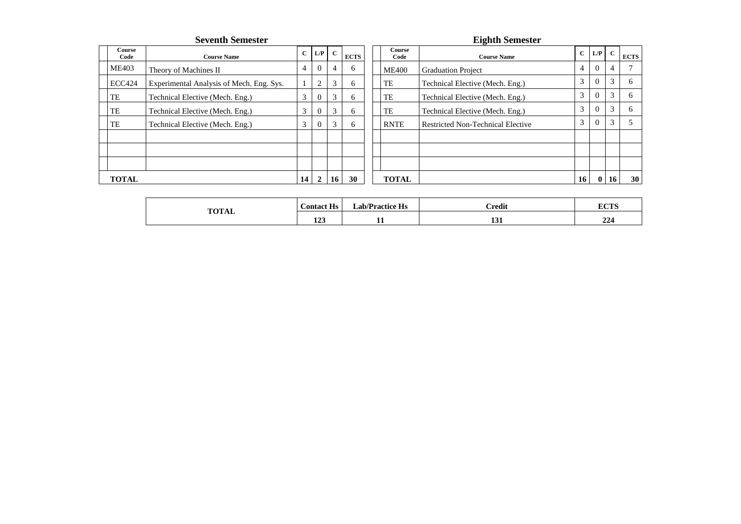**Seventh Semester**

| | Course Code | Course Name | C | L/P | C | ECTS |
|---|---|---|---|---|---|---|
| | ME403 | Theory of Machines II | 4 | 0 | 4 | 6 |
| | ECC424 | Experimental Analysis of Mech. Eng. Sys. | 1 | 2 | 3 | 6 |
| | TE | Technical Elective (Mech. Eng.) | 3 | 0 | 3 | 6 |
| | TE | Technical Elective (Mech. Eng.) | 3 | 0 | 3 | 6 |
| | TE | Technical Elective (Mech. Eng.) | 3 | 0 | 3 | 6 |
| | | | | | | |
| | | | | | | |
| | | | | | | |
| | **TOTAL** | | **14** | **2** | **16** | **30** |

**Eighth Semester**

| | Course Code | Course Name | C | L/P | C | ECTS |
|---|---|---|---|---|---|---|
| | ME400 | Graduation Project | 4 | 0 | 4 | 7 |
| | TE | Technical Elective (Mech. Eng.) | 3 | 0 | 3 | 6 |
| | TE | Technical Elective (Mech. Eng.) | 3 | 0 | 3 | 6 |
| | TE | Technical Elective (Mech. Eng.) | 3 | 0 | 3 | 6 |
| | RNTE | Restricted Non-Technical Elective | 3 | 0 | 3 | 5 |
| | | | | | | |
| | | | | | | |
| | | | | | | |
| | **TOTAL** | | **16** | **0** | **16** | **30** |

| | Contact Hs | Lab/Practice Hs | Credit | ECTS |
|---|---|---|---|---|
| **TOTAL** | **123** | **11** | **131** | **224** |